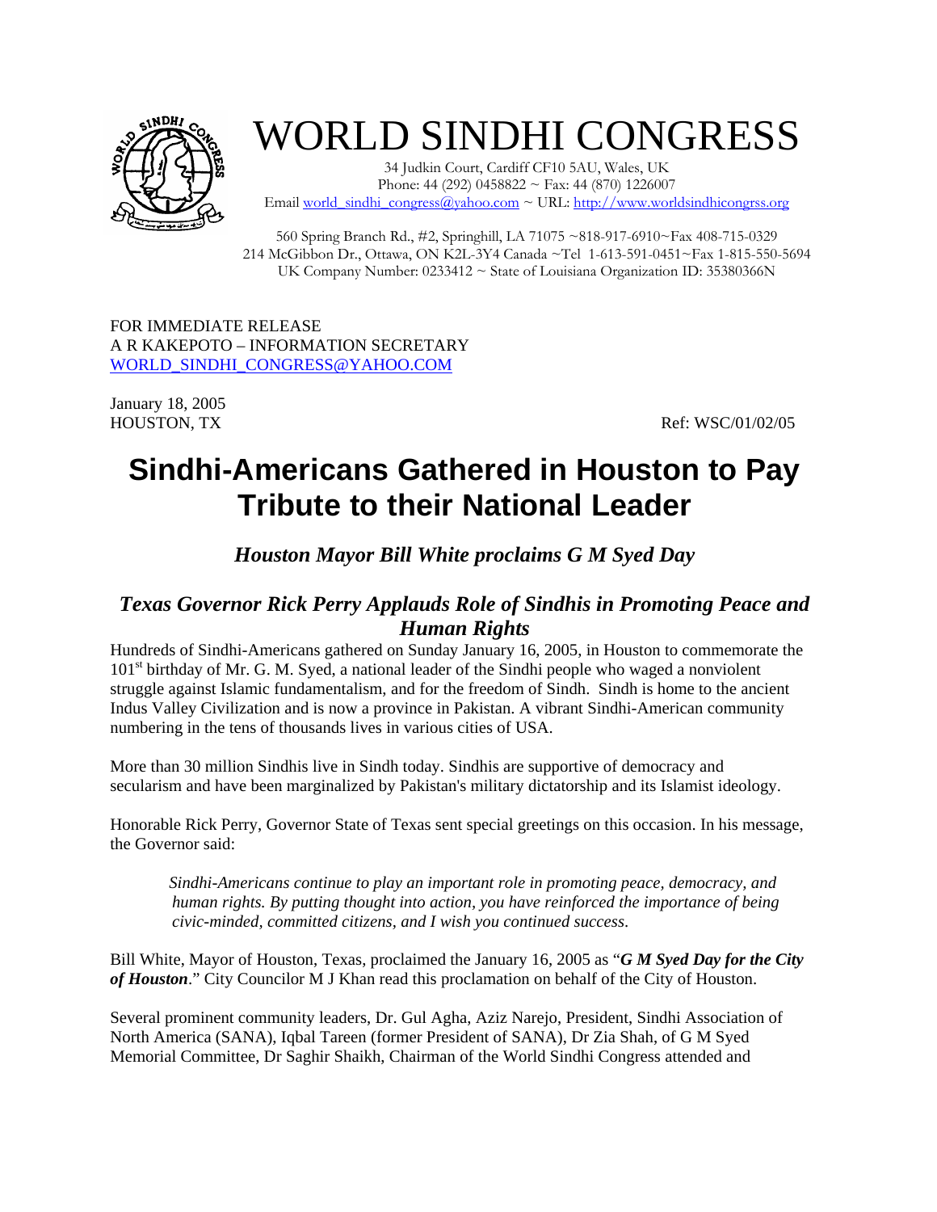# WORLD SINDHI CONGRESS

34 Judkin Court, Cardiff CF10 5AU, Wales, UK
Phone: 44 (292) 0458822 ~ Fax: 44 (870) 1226007
Email world_sindhi_congress@yahoo.com ~ URL: http://www.worldsindhicongrss.org

560 Spring Branch Rd., #2, Springhill, LA 71075 ~818-917-6910~Fax 408-715-0329
214 McGibbon Dr., Ottawa, ON K2L-3Y4 Canada ~Tel 1-613-591-0451~Fax 1-815-550-5694
UK Company Number: 0233412 ~ State of Louisiana Organization ID: 35380366N

FOR IMMEDIATE RELEASE
A R KAKEPOTO – INFORMATION SECRETARY
WORLD_SINDHI_CONGRESS@YAHOO.COM

January 18, 2005
HOUSTON, TX

Ref: WSC/01/02/05

# Sindhi-Americans Gathered in Houston to Pay Tribute to their National Leader

### *Houston Mayor Bill White proclaims G M Syed Day*

### *Texas Governor Rick Perry Applauds Role of Sindhis in Promoting Peace and Human Rights*

Hundreds of Sindhi-Americans gathered on Sunday January 16, 2005, in Houston to commemorate the 101st birthday of Mr. G. M. Syed, a national leader of the Sindhi people who waged a nonviolent struggle against Islamic fundamentalism, and for the freedom of Sindh. Sindh is home to the ancient Indus Valley Civilization and is now a province in Pakistan. A vibrant Sindhi-American community numbering in the tens of thousands lives in various cities of USA.

More than 30 million Sindhis live in Sindh today. Sindhis are supportive of democracy and secularism and have been marginalized by Pakistan's military dictatorship and its Islamist ideology.

Honorable Rick Perry, Governor State of Texas sent special greetings on this occasion. In his message, the Governor said:

> *Sindhi-Americans continue to play an important role in promoting peace, democracy, and human rights. By putting thought into action, you have reinforced the importance of being civic-minded, committed citizens, and I wish you continued success.*

Bill White, Mayor of Houston, Texas, proclaimed the January 16, 2005 as "***G M Syed Day for the City of Houston***." City Councilor M J Khan read this proclamation on behalf of the City of Houston.

Several prominent community leaders, Dr. Gul Agha, Aziz Narejo, President, Sindhi Association of North America (SANA), Iqbal Tareen (former President of SANA), Dr Zia Shah, of G M Syed Memorial Committee, Dr Saghir Shaikh, Chairman of the World Sindhi Congress attended and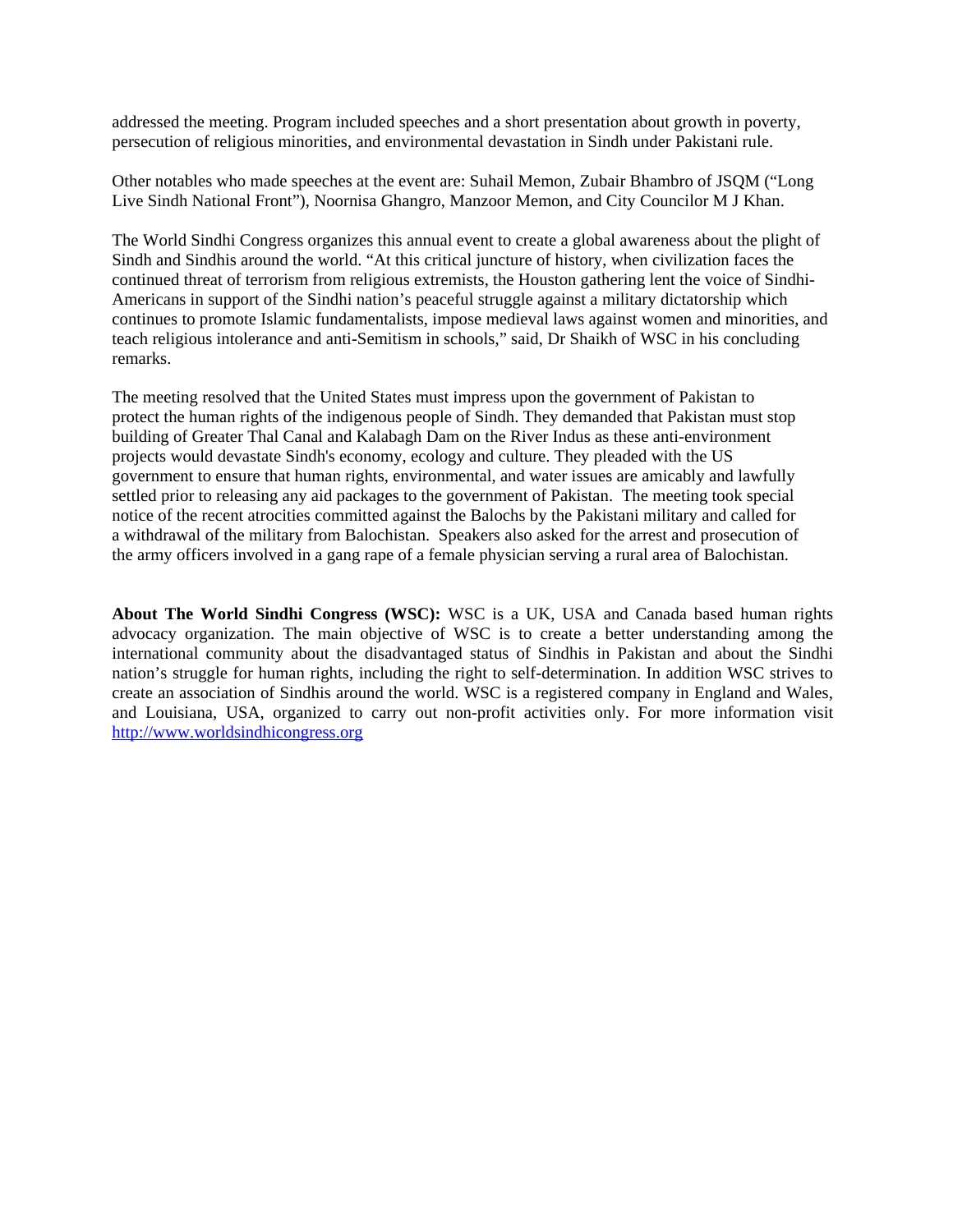addressed the meeting. Program included speeches and a short presentation about growth in poverty, persecution of religious minorities, and environmental devastation in Sindh under Pakistani rule.

Other notables who made speeches at the event are: Suhail Memon, Zubair Bhambro of JSQM ("Long Live Sindh National Front"), Noornisa Ghangro, Manzoor Memon, and City Councilor M J Khan.

The World Sindhi Congress organizes this annual event to create a global awareness about the plight of Sindh and Sindhis around the world. "At this critical juncture of history, when civilization faces the continued threat of terrorism from religious extremists, the Houston gathering lent the voice of Sindhi-Americans in support of the Sindhi nation's peaceful struggle against a military dictatorship which continues to promote Islamic fundamentalists, impose medieval laws against women and minorities, and teach religious intolerance and anti-Semitism in schools," said, Dr Shaikh of WSC in his concluding remarks.

The meeting resolved that the United States must impress upon the government of Pakistan to protect the human rights of the indigenous people of Sindh. They demanded that Pakistan must stop building of Greater Thal Canal and Kalabagh Dam on the River Indus as these anti-environment projects would devastate Sindh's economy, ecology and culture. They pleaded with the US government to ensure that human rights, environmental, and water issues are amicably and lawfully settled prior to releasing any aid packages to the government of Pakistan. The meeting took special notice of the recent atrocities committed against the Balochs by the Pakistani military and called for a withdrawal of the military from Balochistan. Speakers also asked for the arrest and prosecution of the army officers involved in a gang rape of a female physician serving a rural area of Balochistan.

**About The World Sindhi Congress (WSC):** WSC is a UK, USA and Canada based human rights advocacy organization. The main objective of WSC is to create a better understanding among the international community about the disadvantaged status of Sindhis in Pakistan and about the Sindhi nation's struggle for human rights, including the right to self-determination. In addition WSC strives to create an association of Sindhis around the world. WSC is a registered company in England and Wales, and Louisiana, USA, organized to carry out non-profit activities only. For more information visit http://www.worldsindhicongress.org